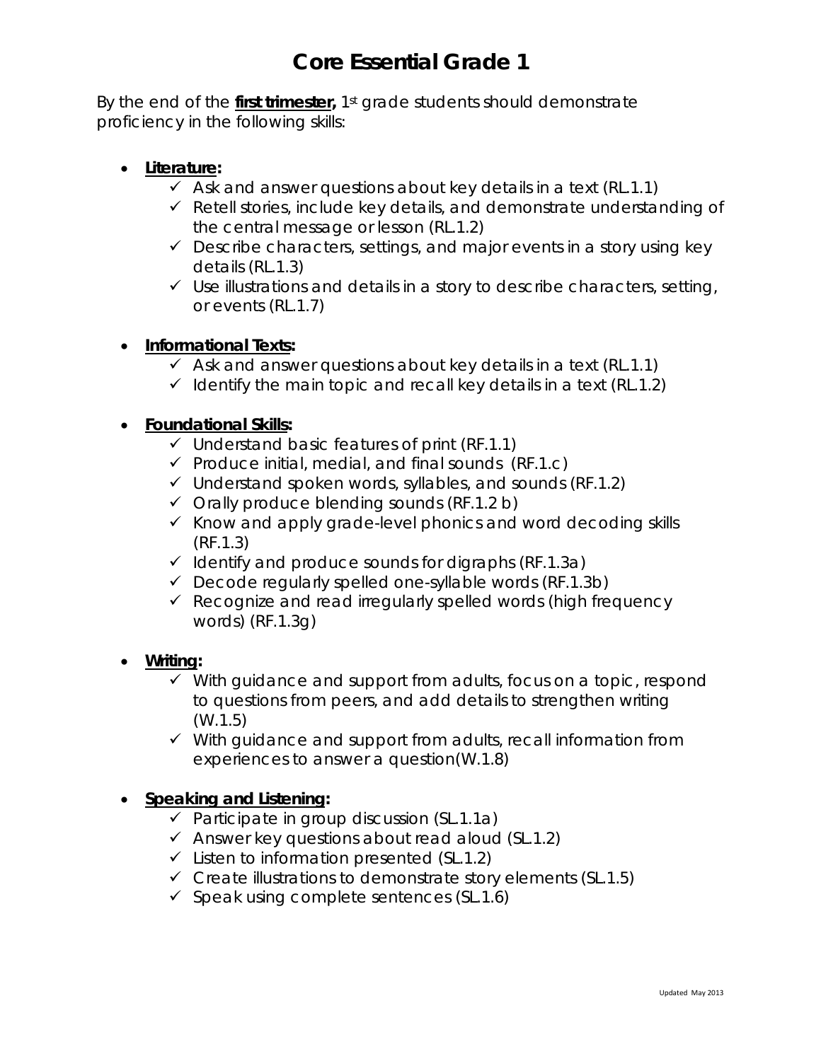# Core Essential Grade 1

By the end of the **first trimester,** 1st grade students should demonstrate proficiency in the following skills:

- **Literature:**
  - ✓ Ask and answer questions about key details in a text (RL.1.1)
  - ✓ Retell stories, include key details, and demonstrate understanding of the central message or lesson (RL.1.2)
  - ✓ Describe characters, settings, and major events in a story using key details (RL.1.3)
  - ✓ Use illustrations and details in a story to describe characters, setting, or events (RL.1.7)

- **Informational Texts:**
  - ✓ Ask and answer questions about key details in a text (RL.1.1)
  - ✓ Identify the main topic and recall key details in a text (RL.1.2)

- **Foundational Skills:**
  - ✓ Understand basic features of print (RF.1.1)
  - ✓ Produce initial, medial, and final sounds (RF.1.c)
  - ✓ Understand spoken words, syllables, and sounds (RF.1.2)
  - ✓ Orally produce blending sounds (RF.1.2 b)
  - ✓ Know and apply grade-level phonics and word decoding skills (RF.1.3)
  - ✓ Identify and produce sounds for digraphs (RF.1.3a)
  - ✓ Decode regularly spelled one-syllable words (RF.1.3b)
  - ✓ Recognize and read irregularly spelled words (high frequency words) (RF.1.3g)

- **Writing:**
  - ✓ With guidance and support from adults, focus on a topic, respond to questions from peers, and add details to strengthen writing (W.1.5)
  - ✓ With guidance and support from adults, recall information from experiences to answer a question(W.1.8)

- **Speaking and Listening:**
  - ✓ Participate in group discussion (SL.1.1a)
  - ✓ Answer key questions about read aloud (SL.1.2)
  - ✓ Listen to information presented (SL.1.2)
  - ✓ Create illustrations to demonstrate story elements (SL.1.5)
  - ✓ Speak using complete sentences (SL.1.6)

Updated May 2013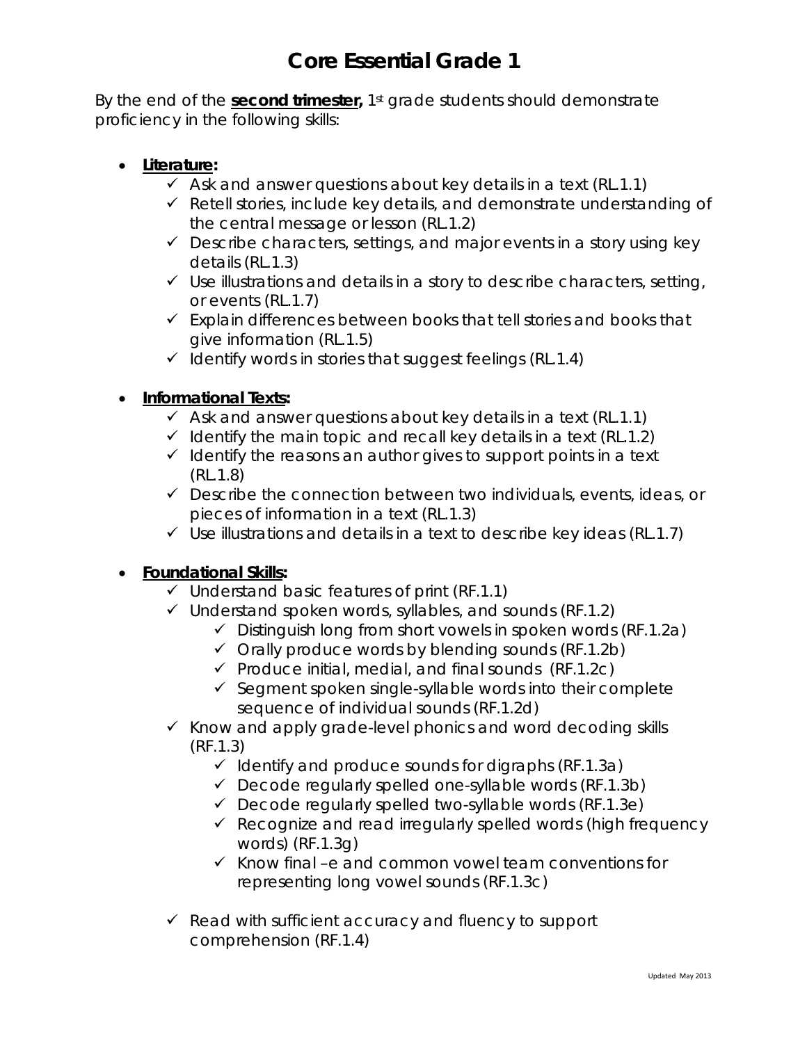# Core Essential Grade 1

By the end of the **second trimester,** 1st grade students should demonstrate proficiency in the following skills:

- **Literature:**
  - ✓ Ask and answer questions about key details in a text (RL.1.1)
  - ✓ Retell stories, include key details, and demonstrate understanding of the central message or lesson (RL.1.2)
  - ✓ Describe characters, settings, and major events in a story using key details (RL.1.3)
  - ✓ Use illustrations and details in a story to describe characters, setting, or events (RL.1.7)
  - ✓ Explain differences between books that tell stories and books that give information (RL.1.5)
  - ✓ Identify words in stories that suggest feelings (RL.1.4)

- **Informational Texts:**
  - ✓ Ask and answer questions about key details in a text (RL.1.1)
  - ✓ Identify the main topic and recall key details in a text (RL.1.2)
  - ✓ Identify the reasons an author gives to support points in a text (RL.1.8)
  - ✓ Describe the connection between two individuals, events, ideas, or pieces of information in a text (RL.1.3)
  - ✓ Use illustrations and details in a text to describe key ideas (RL.1.7)

- **Foundational Skills:**
  - ✓ Understand basic features of print (RF.1.1)
  - ✓ Understand spoken words, syllables, and sounds (RF.1.2)
    - ✓ Distinguish long from short vowels in spoken words (RF.1.2a)
    - ✓ Orally produce words by blending sounds (RF.1.2b)
    - ✓ Produce initial, medial, and final sounds (RF.1.2c)
    - ✓ Segment spoken single-syllable words into their complete sequence of individual sounds (RF.1.2d)
  - ✓ Know and apply grade-level phonics and word decoding skills (RF.1.3)
    - ✓ Identify and produce sounds for digraphs (RF.1.3a)
    - ✓ Decode regularly spelled one-syllable words (RF.1.3b)
    - ✓ Decode regularly spelled two-syllable words (RF.1.3e)
    - ✓ Recognize and read irregularly spelled words (high frequency words) (RF.1.3g)
    - ✓ Know final –e and common vowel team conventions for representing long vowel sounds (RF.1.3c)
  - ✓ Read with sufficient accuracy and fluency to support comprehension (RF.1.4)

Updated May 2013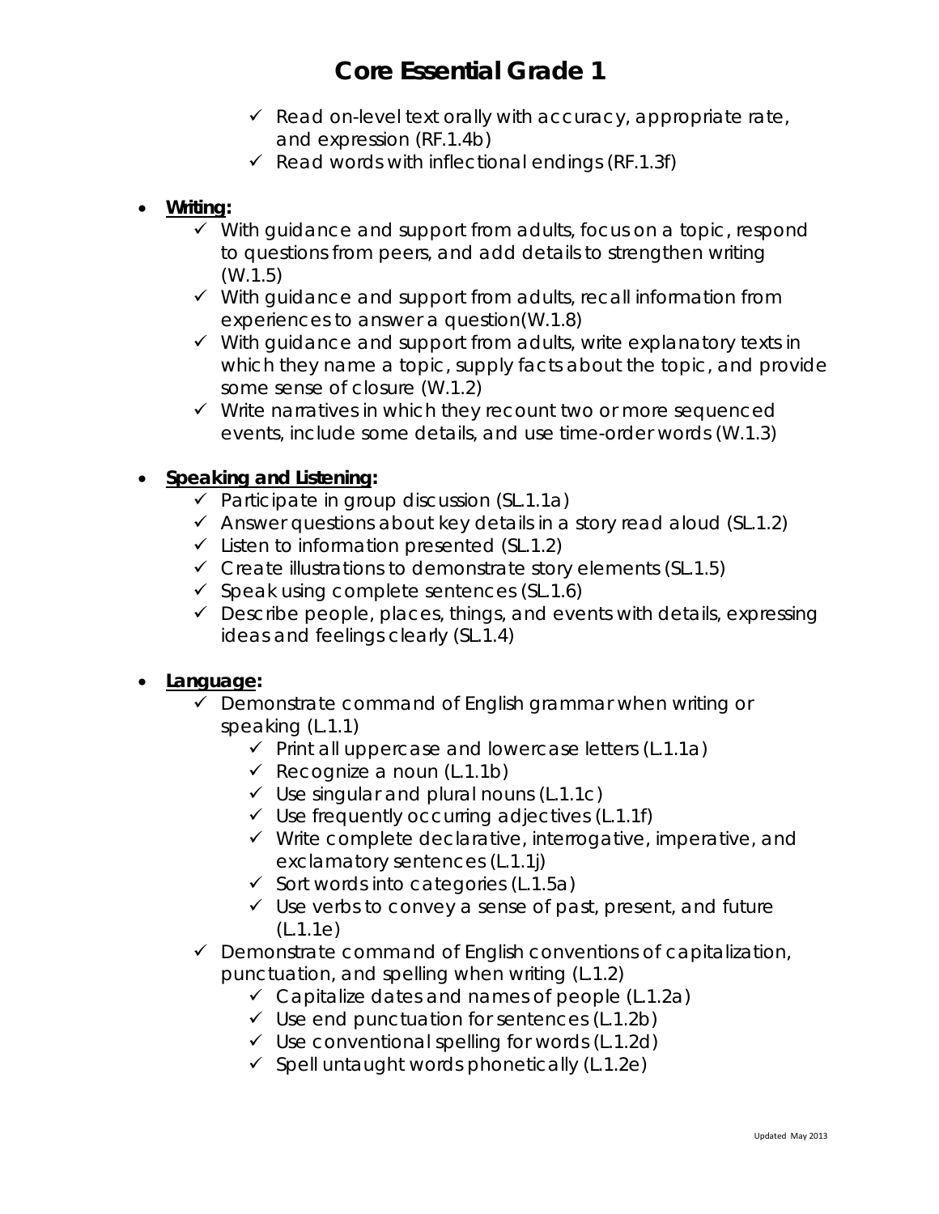# Core Essential Grade 1

- ✓ Read on-level text orally with accuracy, appropriate rate, and expression (RF.1.4b)
- ✓ Read words with inflectional endings (RF.1.3f)

- **Writing:**
  - ✓ With guidance and support from adults, focus on a topic, respond to questions from peers, and add details to strengthen writing (W.1.5)
  - ✓ With guidance and support from adults, recall information from experiences to answer a question(W.1.8)
  - ✓ With guidance and support from adults, write explanatory texts in which they name a topic, supply facts about the topic, and provide some sense of closure (W.1.2)
  - ✓ Write narratives in which they recount two or more sequenced events, include some details, and use time-order words (W.1.3)

- **Speaking and Listening:**
  - ✓ Participate in group discussion (SL.1.1a)
  - ✓ Answer questions about key details in a story read aloud (SL.1.2)
  - ✓ Listen to information presented (SL.1.2)
  - ✓ Create illustrations to demonstrate story elements (SL.1.5)
  - ✓ Speak using complete sentences (SL.1.6)
  - ✓ Describe people, places, things, and events with details, expressing ideas and feelings clearly (SL.1.4)

- **Language:**
  - ✓ Demonstrate command of English grammar when writing or speaking (L.1.1)
    - ✓ Print all uppercase and lowercase letters (L.1.1a)
    - ✓ Recognize a noun (L.1.1b)
    - ✓ Use singular and plural nouns (L.1.1c)
    - ✓ Use frequently occurring adjectives (L.1.1f)
    - ✓ Write complete declarative, interrogative, imperative, and exclamatory sentences (L.1.1j)
    - ✓ Sort words into categories (L.1.5a)
    - ✓ Use verbs to convey a sense of past, present, and future (L.1.1e)
  - ✓ Demonstrate command of English conventions of capitalization, punctuation, and spelling when writing (L.1.2)
    - ✓ Capitalize dates and names of people (L.1.2a)
    - ✓ Use end punctuation for sentences (L.1.2b)
    - ✓ Use conventional spelling for words (L.1.2d)
    - ✓ Spell untaught words phonetically (L.1.2e)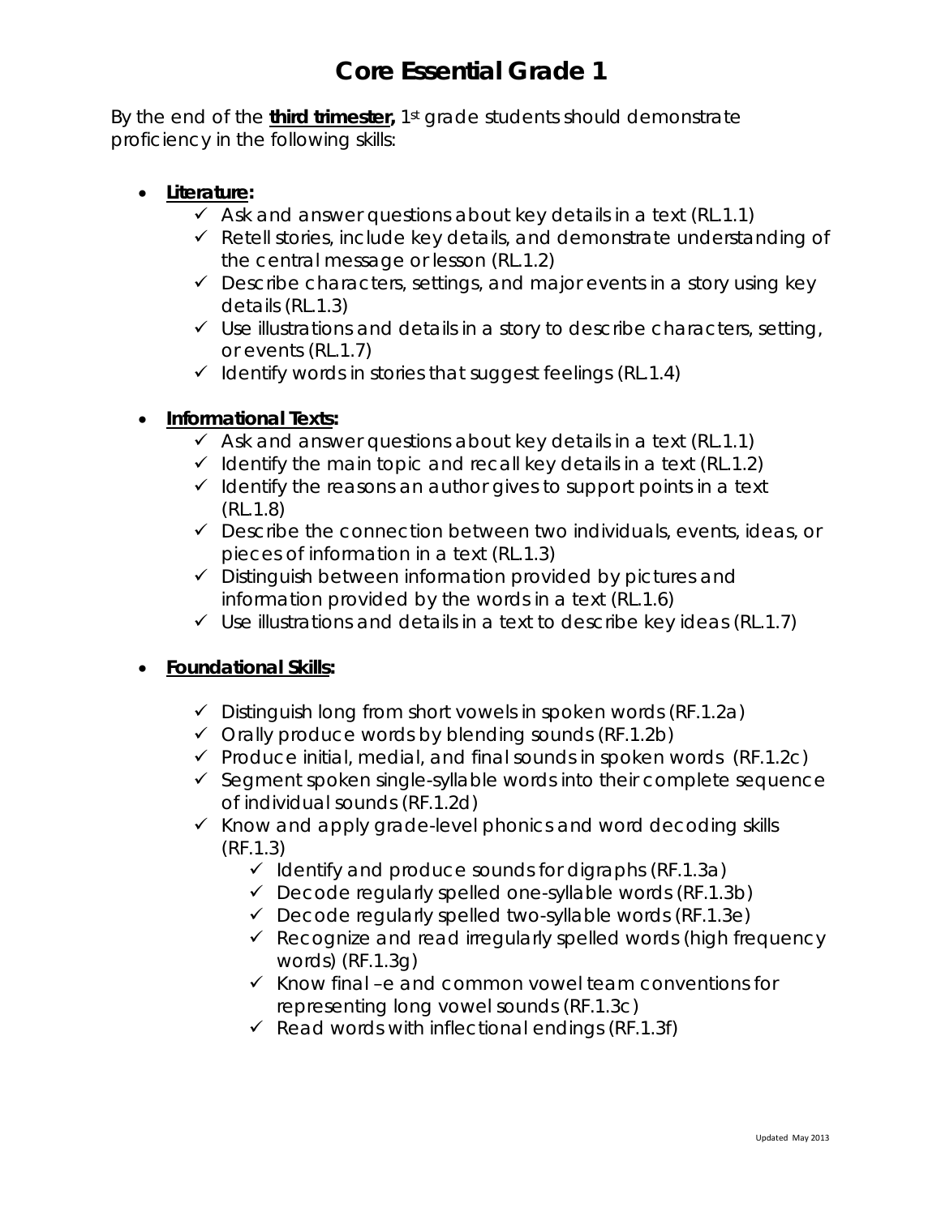# Core Essential Grade 1

By the end of the **third trimester,** 1st grade students should demonstrate proficiency in the following skills:

- **Literature:**
  - ✓ Ask and answer questions about key details in a text (RL.1.1)
  - ✓ Retell stories, include key details, and demonstrate understanding of the central message or lesson (RL.1.2)
  - ✓ Describe characters, settings, and major events in a story using key details (RL.1.3)
  - ✓ Use illustrations and details in a story to describe characters, setting, or events (RL.1.7)
  - ✓ Identify words in stories that suggest feelings (RL.1.4)

- **Informational Texts:**
  - ✓ Ask and answer questions about key details in a text (RL.1.1)
  - ✓ Identify the main topic and recall key details in a text (RL.1.2)
  - ✓ Identify the reasons an author gives to support points in a text (RL.1.8)
  - ✓ Describe the connection between two individuals, events, ideas, or pieces of information in a text (RL.1.3)
  - ✓ Distinguish between information provided by pictures and information provided by the words in a text (RL.1.6)
  - ✓ Use illustrations and details in a text to describe key ideas (RL.1.7)

- **Foundational Skills:**
  - ✓ Distinguish long from short vowels in spoken words (RF.1.2a)
  - ✓ Orally produce words by blending sounds (RF.1.2b)
  - ✓ Produce initial, medial, and final sounds in spoken words (RF.1.2c)
  - ✓ Segment spoken single-syllable words into their complete sequence of individual sounds (RF.1.2d)
  - ✓ Know and apply grade-level phonics and word decoding skills (RF.1.3)
    - ✓ Identify and produce sounds for digraphs (RF.1.3a)
    - ✓ Decode regularly spelled one-syllable words (RF.1.3b)
    - ✓ Decode regularly spelled two-syllable words (RF.1.3e)
    - ✓ Recognize and read irregularly spelled words (high frequency words) (RF.1.3g)
    - ✓ Know final –e and common vowel team conventions for representing long vowel sounds (RF.1.3c)
    - ✓ Read words with inflectional endings (RF.1.3f)

Updated May 2013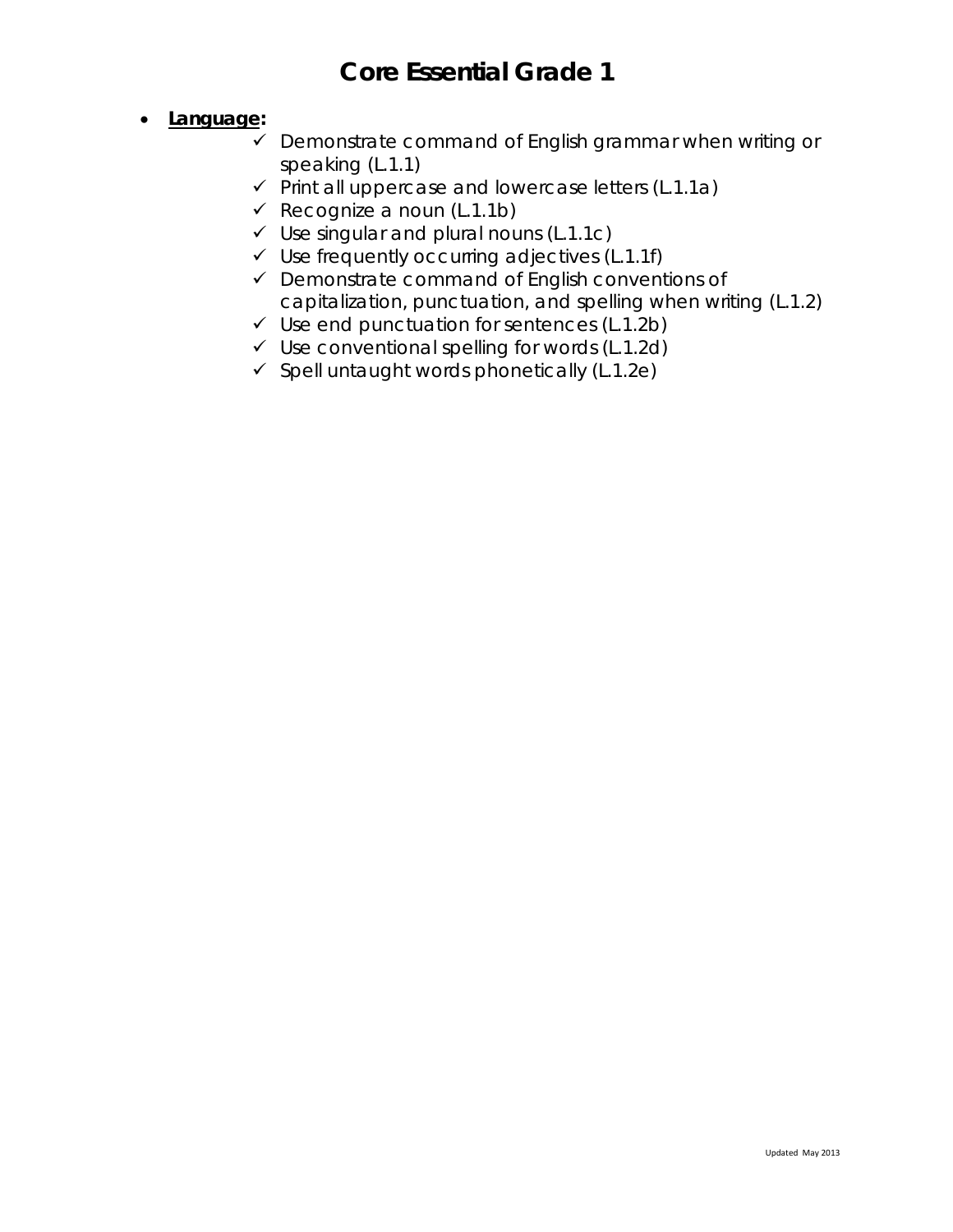# Core Essential Grade 1

- **Language:**
  - ✓ Demonstrate command of English grammar when writing or speaking (L.1.1)
  - ✓ Print all uppercase and lowercase letters (L.1.1a)
  - ✓ Recognize a noun (L.1.1b)
  - ✓ Use singular and plural nouns (L.1.1c)
  - ✓ Use frequently occurring adjectives (L.1.1f)
  - ✓ Demonstrate command of English conventions of capitalization, punctuation, and spelling when writing (L.1.2)
  - ✓ Use end punctuation for sentences (L.1.2b)
  - ✓ Use conventional spelling for words (L.1.2d)
  - ✓ Spell untaught words phonetically (L.1.2e)

Updated May 2013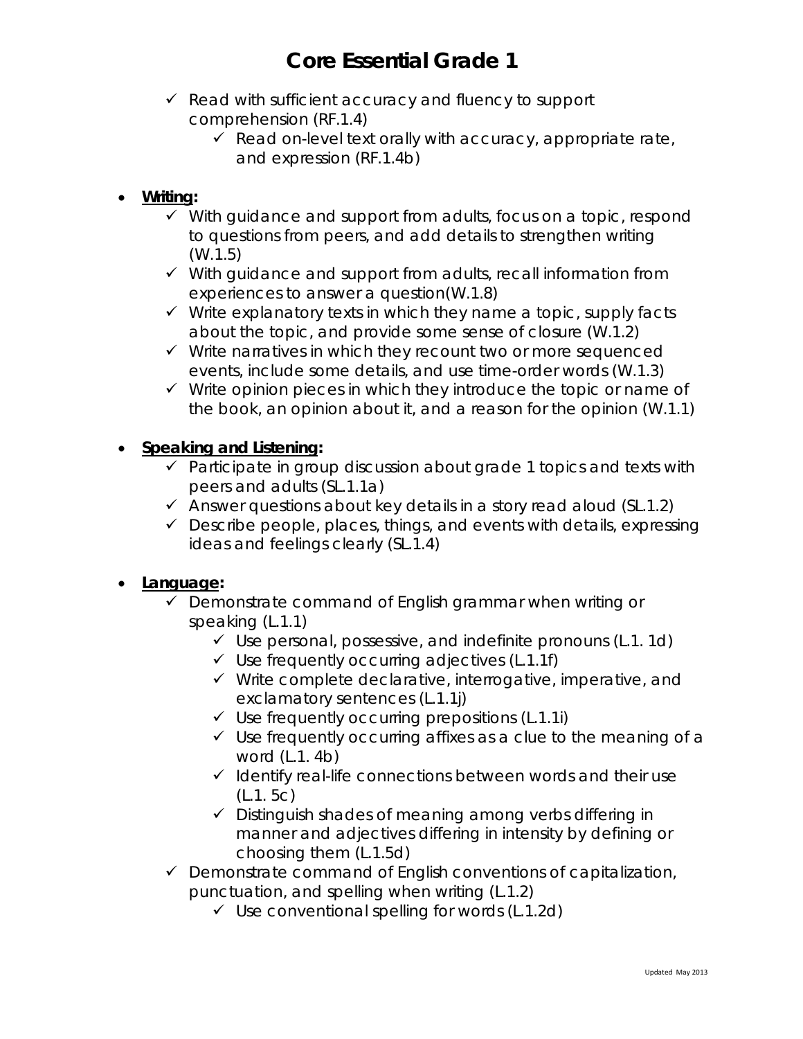# Core Essential Grade 1

- ✓ Read with sufficient accuracy and fluency to support comprehension (RF.1.4)
  - ✓ Read on-level text orally with accuracy, appropriate rate, and expression (RF.1.4b)

- **Writing:**
  - ✓ With guidance and support from adults, focus on a topic, respond to questions from peers, and add details to strengthen writing (W.1.5)
  - ✓ With guidance and support from adults, recall information from experiences to answer a question(W.1.8)
  - ✓ Write explanatory texts in which they name a topic, supply facts about the topic, and provide some sense of closure (W.1.2)
  - ✓ Write narratives in which they recount two or more sequenced events, include some details, and use time-order words (W.1.3)
  - ✓ Write opinion pieces in which they introduce the topic or name of the book, an opinion about it, and a reason for the opinion (W.1.1)

- **Speaking and Listening:**
  - ✓ Participate in group discussion about grade 1 topics and texts with peers and adults (SL.1.1a)
  - ✓ Answer questions about key details in a story read aloud (SL.1.2)
  - ✓ Describe people, places, things, and events with details, expressing ideas and feelings clearly (SL.1.4)

- **Language:**
  - ✓ Demonstrate command of English grammar when writing or speaking (L.1.1)
    - ✓ Use personal, possessive, and indefinite pronouns (L.1. 1d)
    - ✓ Use frequently occurring adjectives (L.1.1f)
    - ✓ Write complete declarative, interrogative, imperative, and exclamatory sentences (L.1.1j)
    - ✓ Use frequently occurring prepositions (L.1.1i)
    - ✓ Use frequently occurring affixes as a clue to the meaning of a word (L.1. 4b)
    - ✓ Identify real-life connections between words and their use (L.1. 5c)
    - ✓ Distinguish shades of meaning among verbs differing in manner and adjectives differing in intensity by defining or choosing them (L.1.5d)
  - ✓ Demonstrate command of English conventions of capitalization, punctuation, and spelling when writing (L.1.2)
    - ✓ Use conventional spelling for words (L.1.2d)

Updated May 2013